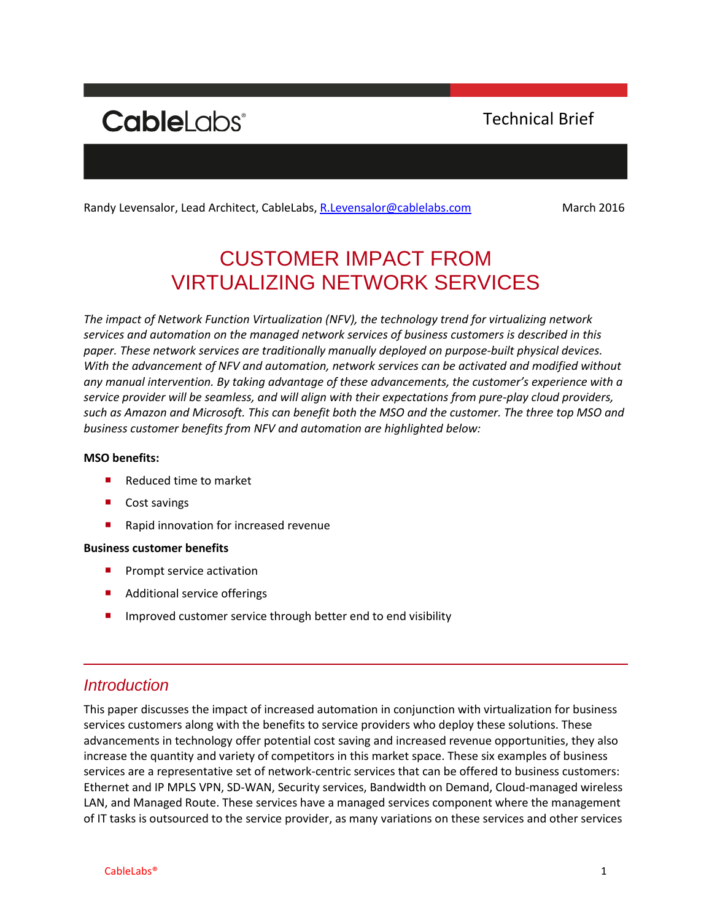CableLabs®

Technical Brief

Randy Levensalor, Lead Architect, CableLabs, R.Levensalor@cablelabs.com

March 2016

# CUSTOMER IMPACT FROM VIRTUALIZING NETWORK SERVICES

*The impact of Network Function Virtualization (NFV), the technology trend for virtualizing network services and automation on the managed network services of business customers is described in this paper. These network services are traditionally manually deployed on purpose-built physical devices. With the advancement of NFV and automation, network services can be activated and modified without any manual intervention. By taking advantage of these advancements, the customer's experience with a service provider will be seamless, and will align with their expectations from pure-play cloud providers, such as Amazon and Microsoft. This can benefit both the MSO and the customer. The three top MSO and business customer benefits from NFV and automation are highlighted below:*

**MSO benefits:**

- Reduced time to market
- Cost savings
- Rapid innovation for increased revenue

**Business customer benefits**

- Prompt service activation
- Additional service offerings
- Improved customer service through better end to end visibility

## *Introduction*

This paper discusses the impact of increased automation in conjunction with virtualization for business services customers along with the benefits to service providers who deploy these solutions. These advancements in technology offer potential cost saving and increased revenue opportunities, they also increase the quantity and variety of competitors in this market space. These six examples of business services are a representative set of network-centric services that can be offered to business customers: Ethernet and IP MPLS VPN, SD-WAN, Security services, Bandwidth on Demand, Cloud-managed wireless LAN, and Managed Route. These services have a managed services component where the management of IT tasks is outsourced to the service provider, as many variations on these services and other services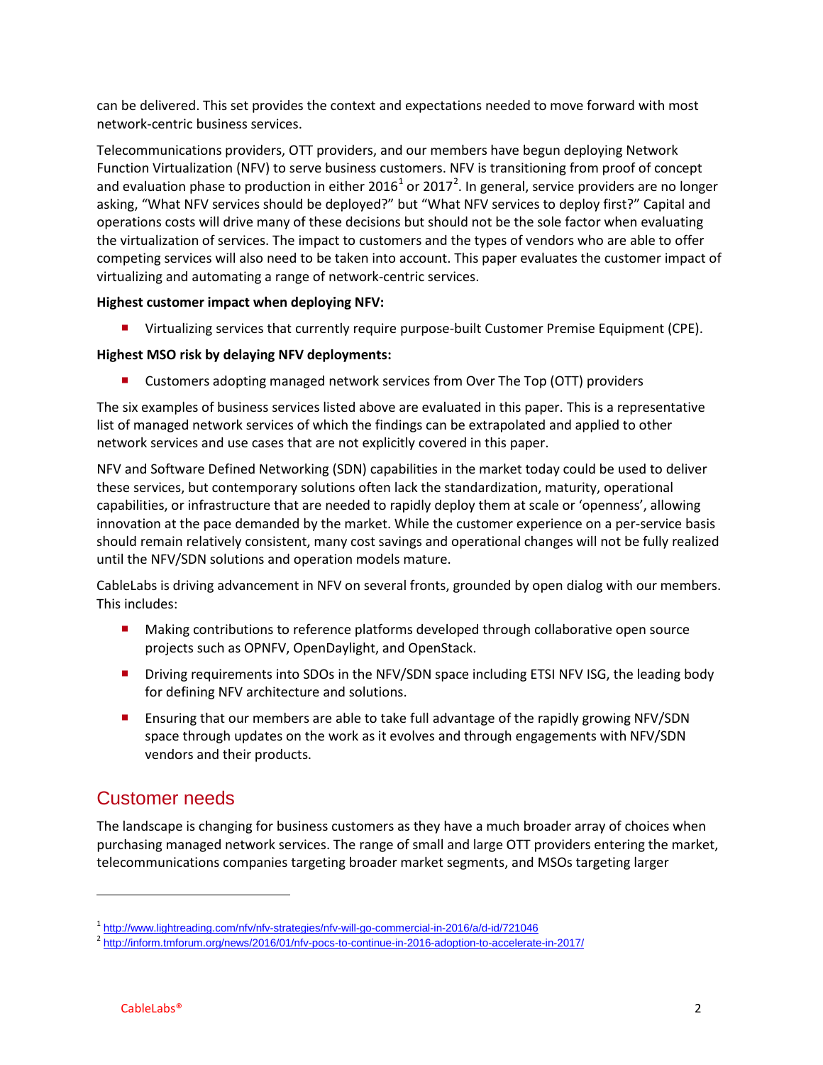can be delivered. This set provides the context and expectations needed to move forward with most network-centric business services.

Telecommunications providers, OTT providers, and our members have begun deploying Network Function Virtualization (NFV) to serve business customers. NFV is transitioning from proof of concept and evaluation phase to production in either 2016[1] or 2017[2]. In general, service providers are no longer asking, "What NFV services should be deployed?" but "What NFV services to deploy first?" Capital and operations costs will drive many of these decisions but should not be the sole factor when evaluating the virtualization of services. The impact to customers and the types of vendors who are able to offer competing services will also need to be taken into account. This paper evaluates the customer impact of virtualizing and automating a range of network-centric services.

**Highest customer impact when deploying NFV:**

- Virtualizing services that currently require purpose-built Customer Premise Equipment (CPE).

**Highest MSO risk by delaying NFV deployments:**

- Customers adopting managed network services from Over The Top (OTT) providers

The six examples of business services listed above are evaluated in this paper. This is a representative list of managed network services of which the findings can be extrapolated and applied to other network services and use cases that are not explicitly covered in this paper.

NFV and Software Defined Networking (SDN) capabilities in the market today could be used to deliver these services, but contemporary solutions often lack the standardization, maturity, operational capabilities, or infrastructure that are needed to rapidly deploy them at scale or 'openness', allowing innovation at the pace demanded by the market. While the customer experience on a per-service basis should remain relatively consistent, many cost savings and operational changes will not be fully realized until the NFV/SDN solutions and operation models mature.

CableLabs is driving advancement in NFV on several fronts, grounded by open dialog with our members. This includes:

- Making contributions to reference platforms developed through collaborative open source projects such as OPNFV, OpenDaylight, and OpenStack.
- Driving requirements into SDOs in the NFV/SDN space including ETSI NFV ISG, the leading body for defining NFV architecture and solutions.
- Ensuring that our members are able to take full advantage of the rapidly growing NFV/SDN space through updates on the work as it evolves and through engagements with NFV/SDN vendors and their products.

## Customer needs

The landscape is changing for business customers as they have a much broader array of choices when purchasing managed network services. The range of small and large OTT providers entering the market, telecommunications companies targeting broader market segments, and MSOs targeting larger

---

[1] http://www.lightreading.com/nfv/nfv-strategies/nfv-will-go-commercial-in-2016/a/d-id/721046

[2] http://inform.tmforum.org/news/2016/01/nfv-pocs-to-continue-in-2016-adoption-to-accelerate-in-2017/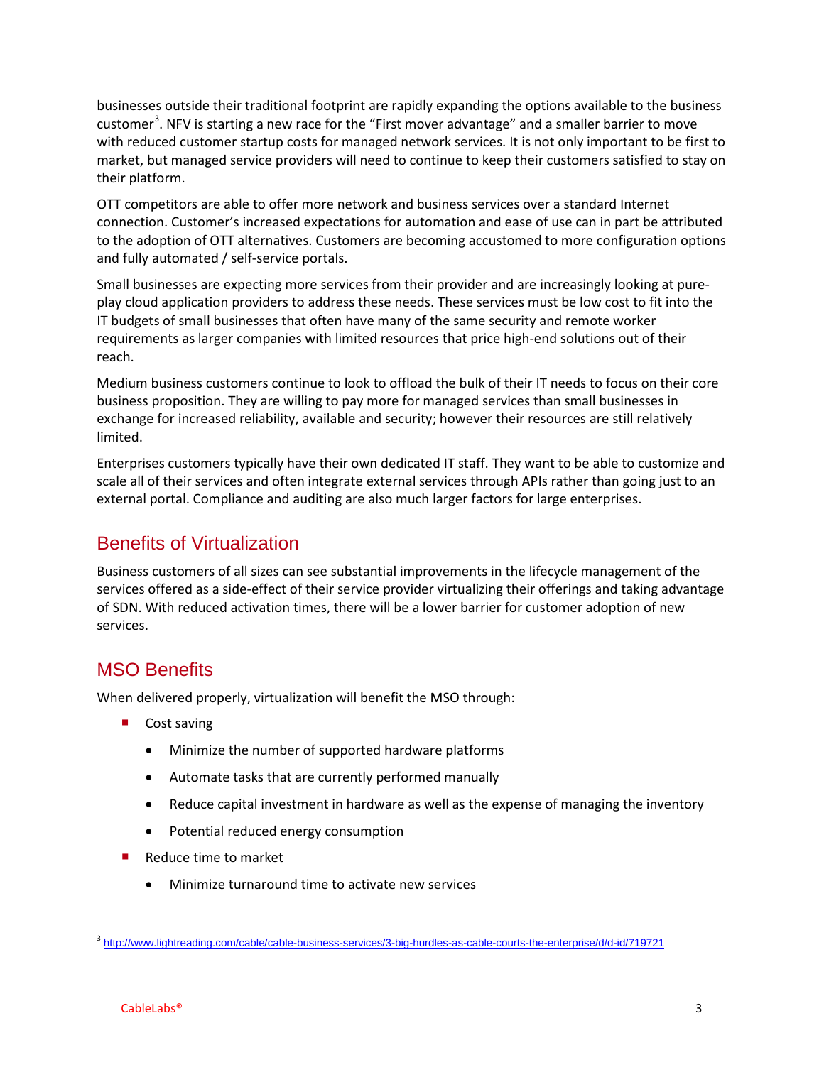businesses outside their traditional footprint are rapidly expanding the options available to the business customer[3]. NFV is starting a new race for the "First mover advantage" and a smaller barrier to move with reduced customer startup costs for managed network services. It is not only important to be first to market, but managed service providers will need to continue to keep their customers satisfied to stay on their platform.

OTT competitors are able to offer more network and business services over a standard Internet connection. Customer's increased expectations for automation and ease of use can in part be attributed to the adoption of OTT alternatives. Customers are becoming accustomed to more configuration options and fully automated / self-service portals.

Small businesses are expecting more services from their provider and are increasingly looking at pure-play cloud application providers to address these needs. These services must be low cost to fit into the IT budgets of small businesses that often have many of the same security and remote worker requirements as larger companies with limited resources that price high-end solutions out of their reach.

Medium business customers continue to look to offload the bulk of their IT needs to focus on their core business proposition. They are willing to pay more for managed services than small businesses in exchange for increased reliability, available and security; however their resources are still relatively limited.

Enterprises customers typically have their own dedicated IT staff. They want to be able to customize and scale all of their services and often integrate external services through APIs rather than going just to an external portal. Compliance and auditing are also much larger factors for large enterprises.

## Benefits of Virtualization

Business customers of all sizes can see substantial improvements in the lifecycle management of the services offered as a side-effect of their service provider virtualizing their offerings and taking advantage of SDN. With reduced activation times, there will be a lower barrier for customer adoption of new services.

## MSO Benefits

When delivered properly, virtualization will benefit the MSO through:

- Cost saving
  - Minimize the number of supported hardware platforms
  - Automate tasks that are currently performed manually
  - Reduce capital investment in hardware as well as the expense of managing the inventory
  - Potential reduced energy consumption
- Reduce time to market
  - Minimize turnaround time to activate new services

[3] http://www.lightreading.com/cable/cable-business-services/3-big-hurdles-as-cable-courts-the-enterprise/d/d-id/719721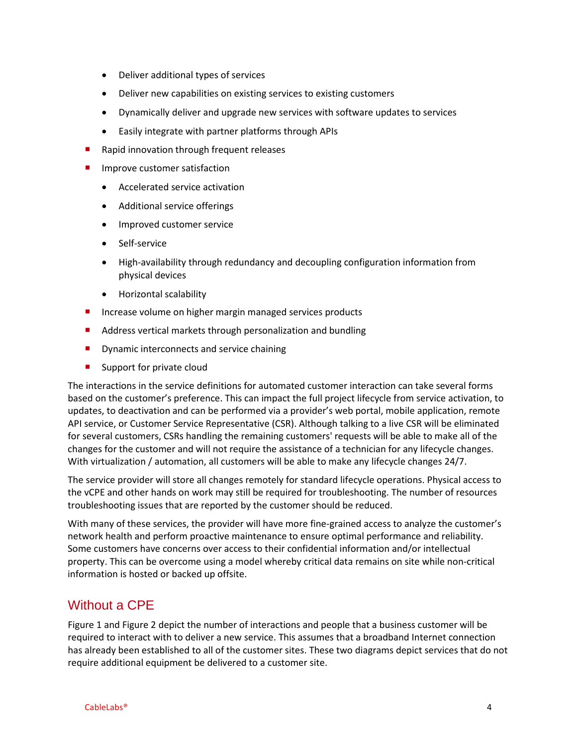- Deliver additional types of services
    - Deliver new capabilities on existing services to existing customers
    - Dynamically deliver and upgrade new services with software updates to services
    - Easily integrate with partner platforms through APIs
- Rapid innovation through frequent releases
- Improve customer satisfaction
    - Accelerated service activation
    - Additional service offerings
    - Improved customer service
    - Self-service
    - High-availability through redundancy and decoupling configuration information from physical devices
    - Horizontal scalability
- Increase volume on higher margin managed services products
- Address vertical markets through personalization and bundling
- Dynamic interconnects and service chaining
- Support for private cloud

The interactions in the service definitions for automated customer interaction can take several forms based on the customer's preference. This can impact the full project lifecycle from service activation, to updates, to deactivation and can be performed via a provider's web portal, mobile application, remote API service, or Customer Service Representative (CSR). Although talking to a live CSR will be eliminated for several customers, CSRs handling the remaining customers' requests will be able to make all of the changes for the customer and will not require the assistance of a technician for any lifecycle changes. With virtualization / automation, all customers will be able to make any lifecycle changes 24/7.

The service provider will store all changes remotely for standard lifecycle operations. Physical access to the vCPE and other hands on work may still be required for troubleshooting. The number of resources troubleshooting issues that are reported by the customer should be reduced.

With many of these services, the provider will have more fine-grained access to analyze the customer's network health and perform proactive maintenance to ensure optimal performance and reliability. Some customers have concerns over access to their confidential information and/or intellectual property. This can be overcome using a model whereby critical data remains on site while non-critical information is hosted or backed up offsite.

## Without a CPE

Figure 1 and Figure 2 depict the number of interactions and people that a business customer will be required to interact with to deliver a new service. This assumes that a broadband Internet connection has already been established to all of the customer sites. These two diagrams depict services that do not require additional equipment be delivered to a customer site.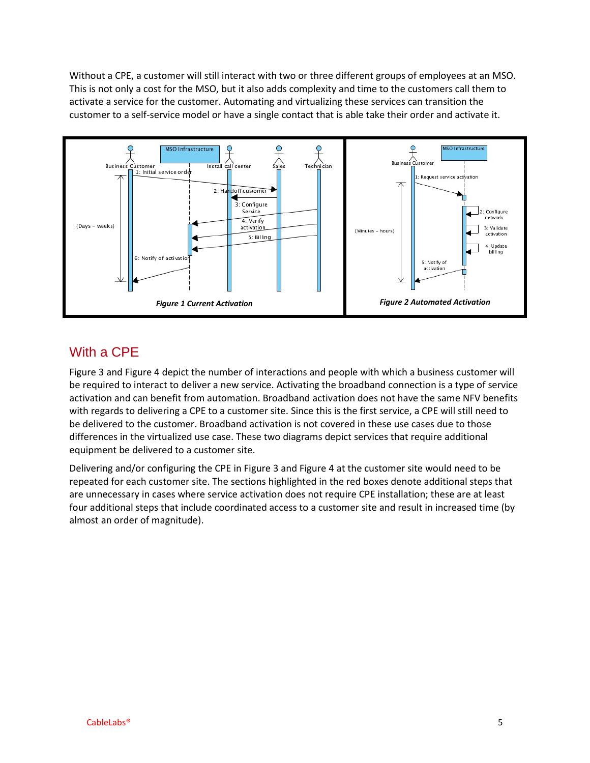Without a CPE, a customer will still interact with two or three different groups of employees at an MSO. This is not only a cost for the MSO, but it also adds complexity and time to the customers call them to activate a service for the customer. Automating and virtualizing these services can transition the customer to a self-service model or have a single contact that is able take their order and activate it.

***Figure 1 Current Activation***

***Figure 2 Automated Activation***

## With a CPE

Figure 3 and Figure 4 depict the number of interactions and people with which a business customer will be required to interact to deliver a new service. Activating the broadband connection is a type of service activation and can benefit from automation. Broadband activation does not have the same NFV benefits with regards to delivering a CPE to a customer site. Since this is the first service, a CPE will still need to be delivered to the customer. Broadband activation is not covered in these use cases due to those differences in the virtualized use case. These two diagrams depict services that require additional equipment be delivered to a customer site.

Delivering and/or configuring the CPE in Figure 3 and Figure 4 at the customer site would need to be repeated for each customer site. The sections highlighted in the red boxes denote additional steps that are unnecessary in cases where service activation does not require CPE installation; these are at least four additional steps that include coordinated access to a customer site and result in increased time (by almost an order of magnitude).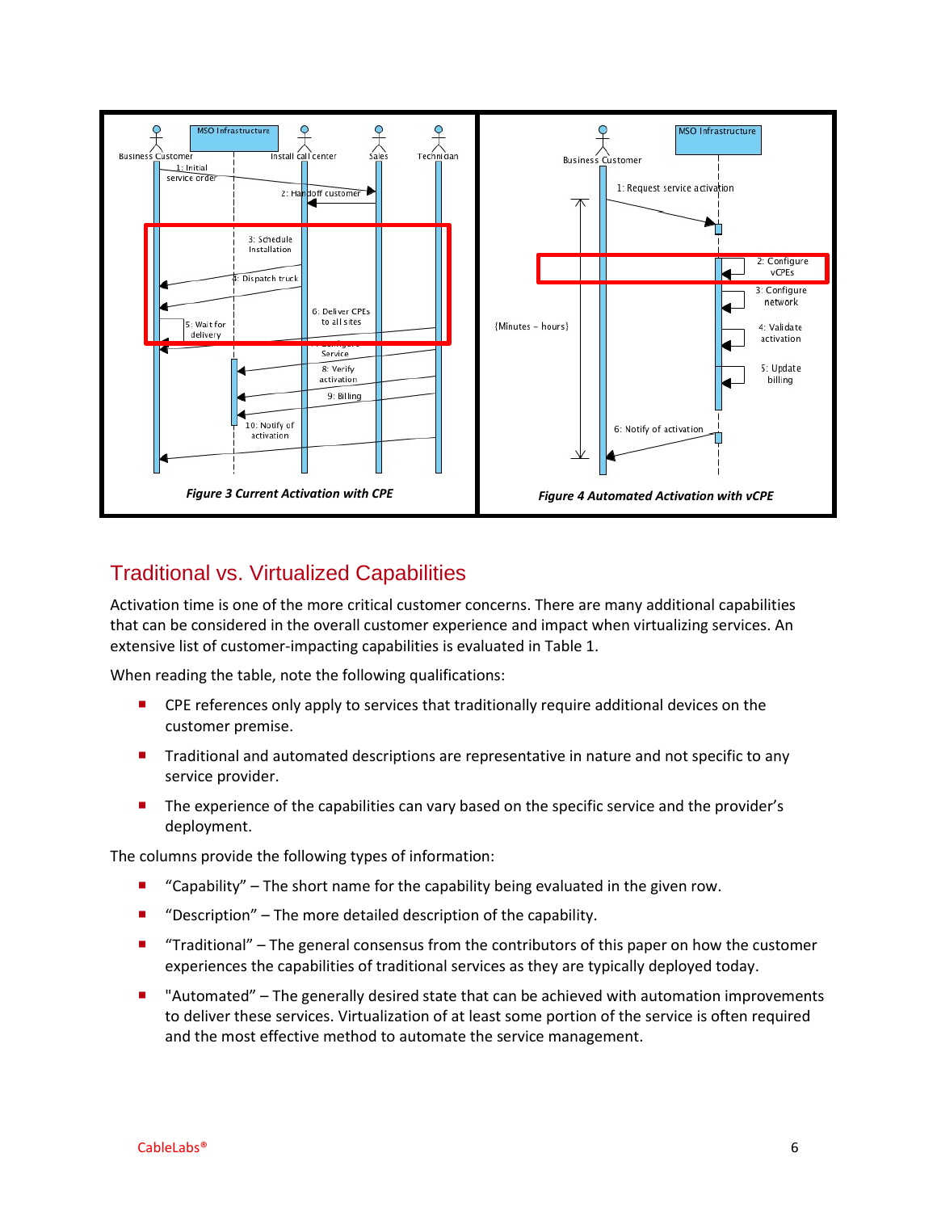*Figure 3 Current Activation with CPE*

*Figure 4 Automated Activation with vCPE*

## Traditional vs. Virtualized Capabilities

Activation time is one of the more critical customer concerns. There are many additional capabilities that can be considered in the overall customer experience and impact when virtualizing services. An extensive list of customer-impacting capabilities is evaluated in Table 1.

When reading the table, note the following qualifications:

- CPE references only apply to services that traditionally require additional devices on the customer premise.
- Traditional and automated descriptions are representative in nature and not specific to any service provider.
- The experience of the capabilities can vary based on the specific service and the provider's deployment.

The columns provide the following types of information:

- "Capability" – The short name for the capability being evaluated in the given row.
- "Description" – The more detailed description of the capability.
- "Traditional" – The general consensus from the contributors of this paper on how the customer experiences the capabilities of traditional services as they are typically deployed today.
- "Automated" – The generally desired state that can be achieved with automation improvements to deliver these services. Virtualization of at least some portion of the service is often required and the most effective method to automate the service management.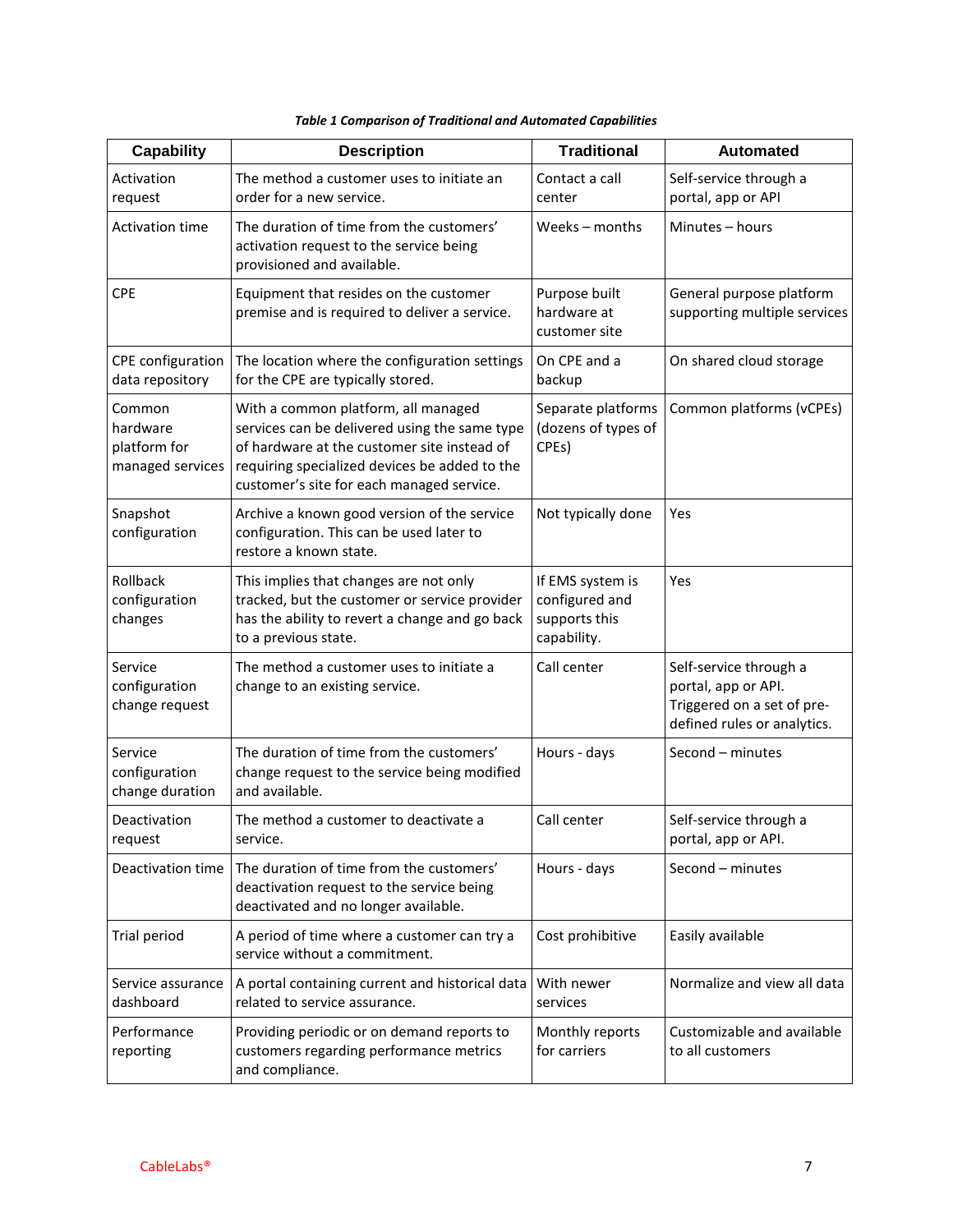*Table 1 Comparison of Traditional and Automated Capabilities*

| Capability | Description | Traditional | Automated |
|---|---|---|---|
| Activation request | The method a customer uses to initiate an order for a new service. | Contact a call center | Self-service through a portal, app or API |
| Activation time | The duration of time from the customers' activation request to the service being provisioned and available. | Weeks – months | Minutes – hours |
| CPE | Equipment that resides on the customer premise and is required to deliver a service. | Purpose built hardware at customer site | General purpose platform supporting multiple services |
| CPE configuration data repository | The location where the configuration settings for the CPE are typically stored. | On CPE and a backup | On shared cloud storage |
| Common hardware platform for managed services | With a common platform, all managed services can be delivered using the same type of hardware at the customer site instead of requiring specialized devices be added to the customer's site for each managed service. | Separate platforms (dozens of types of CPEs) | Common platforms (vCPEs) |
| Snapshot configuration | Archive a known good version of the service configuration. This can be used later to restore a known state. | Not typically done | Yes |
| Rollback configuration changes | This implies that changes are not only tracked, but the customer or service provider has the ability to revert a change and go back to a previous state. | If EMS system is configured and supports this capability. | Yes |
| Service configuration change request | The method a customer uses to initiate a change to an existing service. | Call center | Self-service through a portal, app or API. Triggered on a set of pre-defined rules or analytics. |
| Service configuration change duration | The duration of time from the customers' change request to the service being modified and available. | Hours - days | Second – minutes |
| Deactivation request | The method a customer to deactivate a service. | Call center | Self-service through a portal, app or API. |
| Deactivation time | The duration of time from the customers' deactivation request to the service being deactivated and no longer available. | Hours - days | Second – minutes |
| Trial period | A period of time where a customer can try a service without a commitment. | Cost prohibitive | Easily available |
| Service assurance dashboard | A portal containing current and historical data related to service assurance. | With newer services | Normalize and view all data |
| Performance reporting | Providing periodic or on demand reports to customers regarding performance metrics and compliance. | Monthly reports for carriers | Customizable and available to all customers |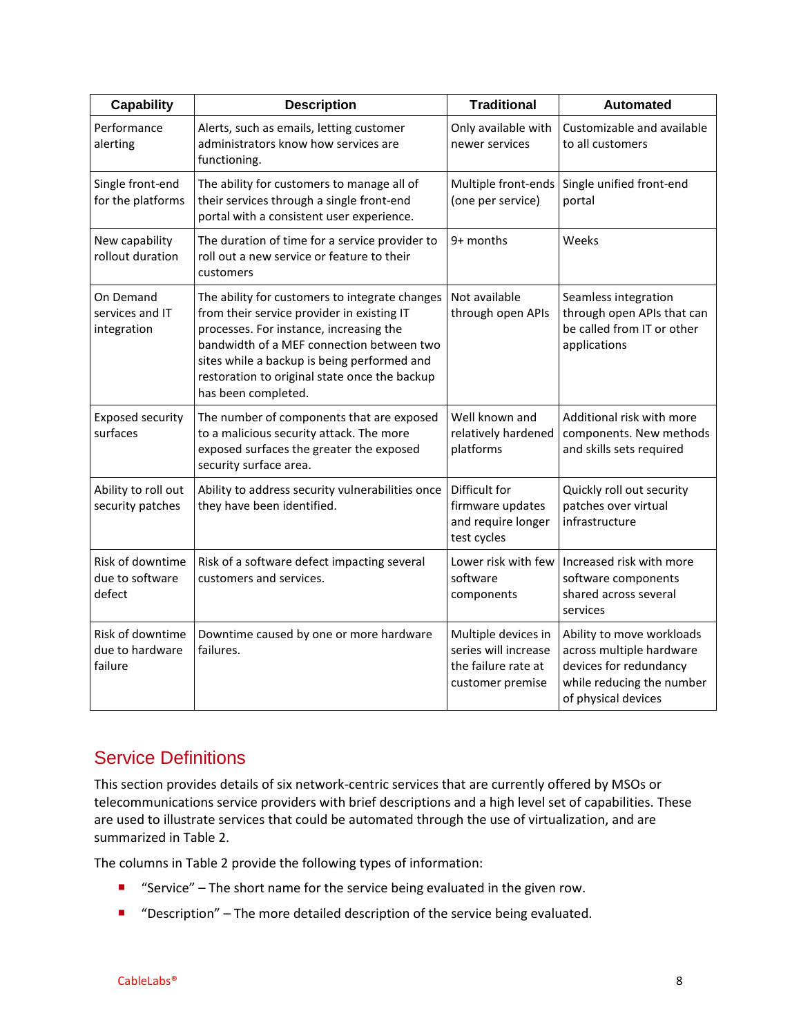| Capability | Description | Traditional | Automated |
| --- | --- | --- | --- |
| Performance alerting | Alerts, such as emails, letting customer administrators know how services are functioning. | Only available with newer services | Customizable and available to all customers |
| Single front-end for the platforms | The ability for customers to manage all of their services through a single front-end portal with a consistent user experience. | Multiple front-ends (one per service) | Single unified front-end portal |
| New capability rollout duration | The duration of time for a service provider to roll out a new service or feature to their customers | 9+ months | Weeks |
| On Demand services and IT integration | The ability for customers to integrate changes from their service provider in existing IT processes. For instance, increasing the bandwidth of a MEF connection between two sites while a backup is being performed and restoration to original state once the backup has been completed. | Not available through open APIs | Seamless integration through open APIs that can be called from IT or other applications |
| Exposed security surfaces | The number of components that are exposed to a malicious security attack. The more exposed surfaces the greater the exposed security surface area. | Well known and relatively hardened platforms | Additional risk with more components. New methods and skills sets required |
| Ability to roll out security patches | Ability to address security vulnerabilities once they have been identified. | Difficult for firmware updates and require longer test cycles | Quickly roll out security patches over virtual infrastructure |
| Risk of downtime due to software defect | Risk of a software defect impacting several customers and services. | Lower risk with few software components | Increased risk with more software components shared across several services |
| Risk of downtime due to hardware failure | Downtime caused by one or more hardware failures. | Multiple devices in series will increase the failure rate at customer premise | Ability to move workloads across multiple hardware devices for redundancy while reducing the number of physical devices |

## Service Definitions

This section provides details of six network-centric services that are currently offered by MSOs or telecommunications service providers with brief descriptions and a high level set of capabilities. These are used to illustrate services that could be automated through the use of virtualization, and are summarized in Table 2.

The columns in Table 2 provide the following types of information:

- "Service" – The short name for the service being evaluated in the given row.
- "Description" – The more detailed description of the service being evaluated.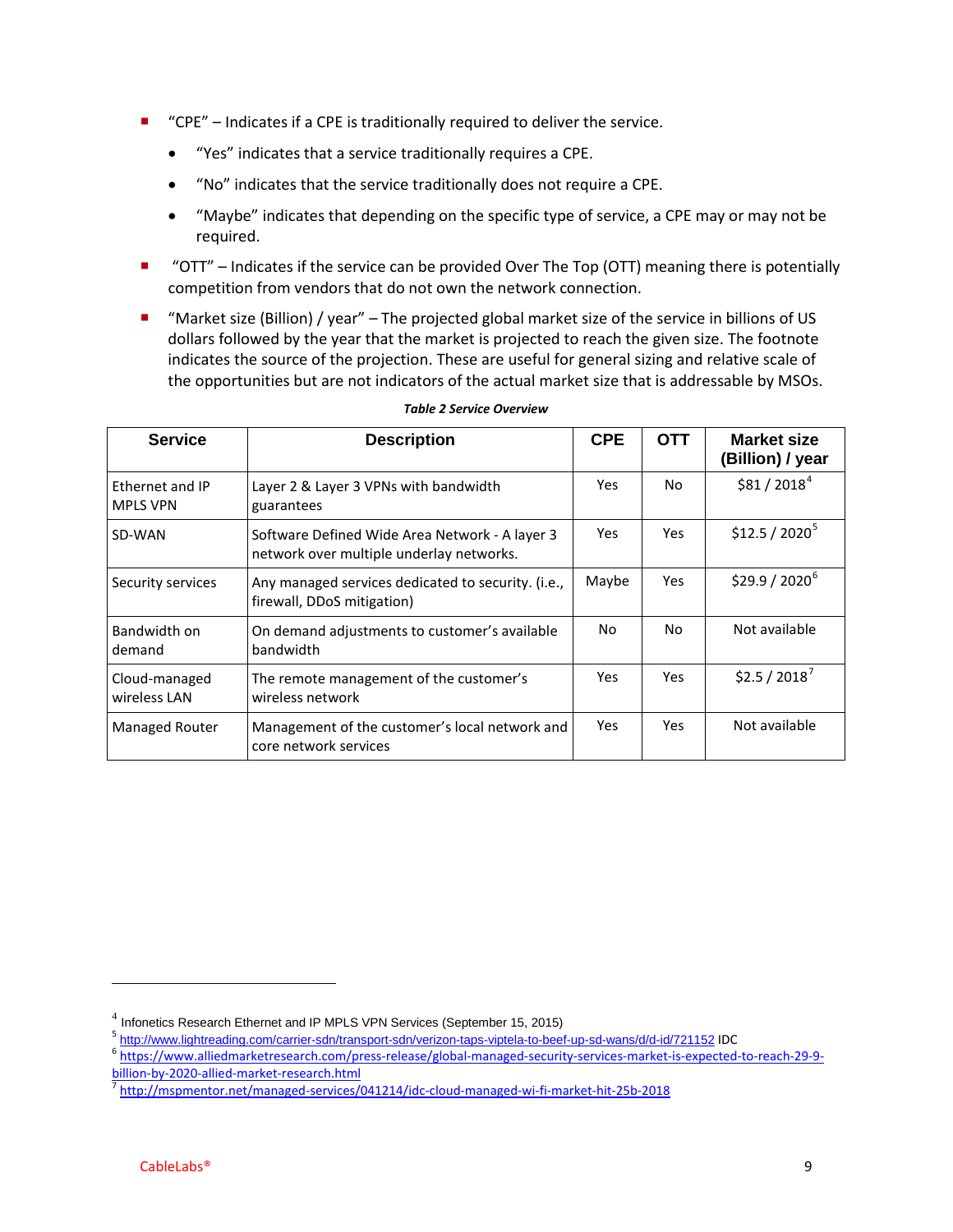- "CPE" – Indicates if a CPE is traditionally required to deliver the service.
  - "Yes" indicates that a service traditionally requires a CPE.
  - "No" indicates that the service traditionally does not require a CPE.
  - "Maybe" indicates that depending on the specific type of service, a CPE may or may not be required.
- "OTT" – Indicates if the service can be provided Over The Top (OTT) meaning there is potentially competition from vendors that do not own the network connection.
- "Market size (Billion) / year" – The projected global market size of the service in billions of US dollars followed by the year that the market is projected to reach the given size. The footnote indicates the source of the projection. These are useful for general sizing and relative scale of the opportunities but are not indicators of the actual market size that is addressable by MSOs.

***Table 2 Service Overview***

| Service | Description | CPE | OTT | Market size (Billion) / year |
|---|---|---|---|---|
| Ethernet and IP MPLS VPN | Layer 2 & Layer 3 VPNs with bandwidth guarantees | Yes | No | $81 / 2018[4] |
| SD-WAN | Software Defined Wide Area Network - A layer 3 network over multiple underlay networks. | Yes | Yes | $12.5 / 2020[5] |
| Security services | Any managed services dedicated to security. (i.e., firewall, DDoS mitigation) | Maybe | Yes | $29.9 / 2020[6] |
| Bandwidth on demand | On demand adjustments to customer's available bandwidth | No | No | Not available |
| Cloud-managed wireless LAN | The remote management of the customer's wireless network | Yes | Yes | $2.5 / 2018[7] |
| Managed Router | Management of the customer's local network and core network services | Yes | Yes | Not available |

---

[4] Infonetics Research Ethernet and IP MPLS VPN Services (September 15, 2015)

[5] http://www.lightreading.com/carrier-sdn/transport-sdn/verizon-taps-viptela-to-beef-up-sd-wans/d/d-id/721152 IDC

[6] https://www.alliedmarketresearch.com/press-release/global-managed-security-services-market-is-expected-to-reach-29-9-billion-by-2020-allied-market-research.html

[7] http://mspmentor.net/managed-services/041214/idc-cloud-managed-wi-fi-market-hit-25b-2018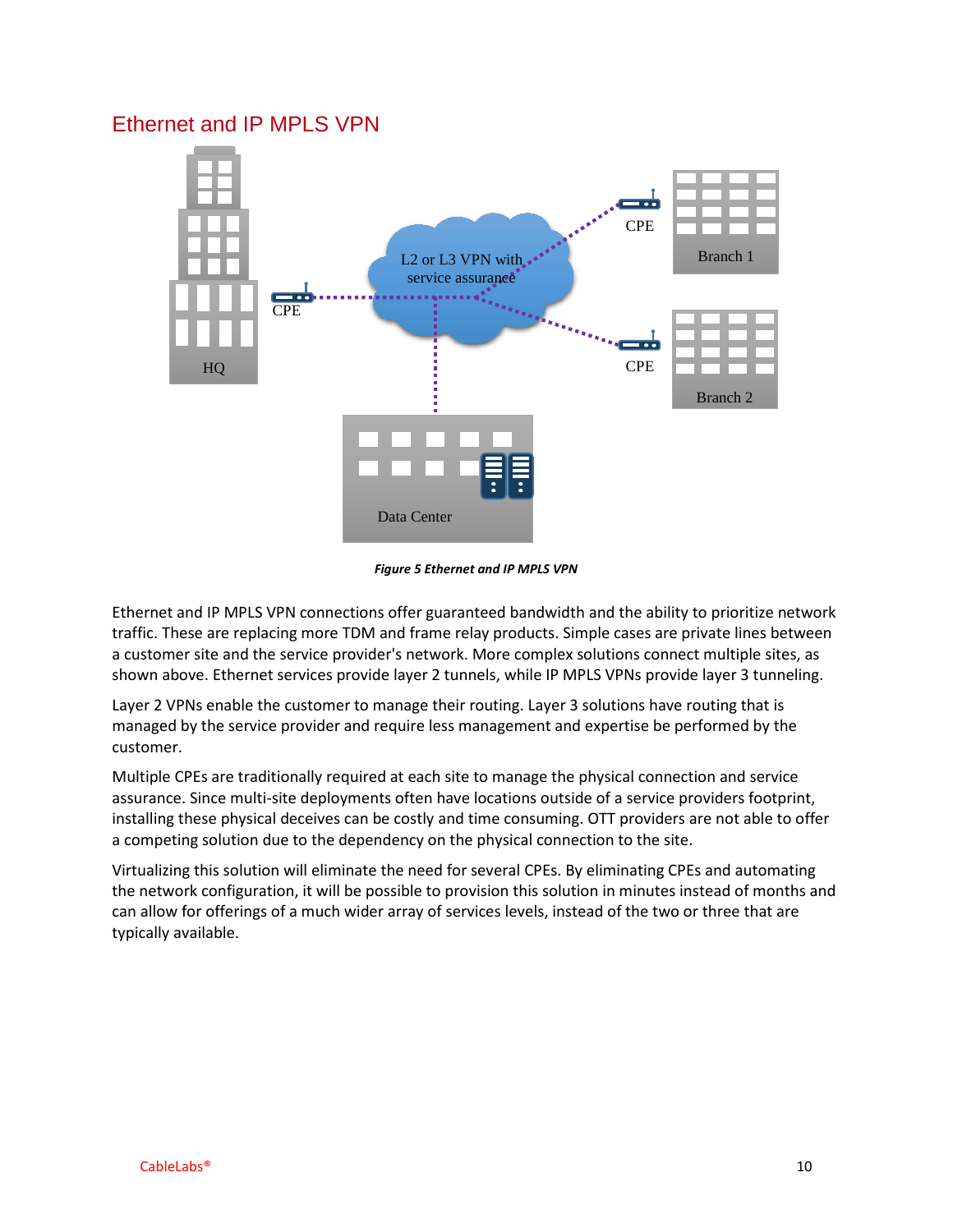## Ethernet and IP MPLS VPN

*Figure 5 Ethernet and IP MPLS VPN*

Ethernet and IP MPLS VPN connections offer guaranteed bandwidth and the ability to prioritize network traffic. These are replacing more TDM and frame relay products. Simple cases are private lines between a customer site and the service provider's network. More complex solutions connect multiple sites, as shown above. Ethernet services provide layer 2 tunnels, while IP MPLS VPNs provide layer 3 tunneling.

Layer 2 VPNs enable the customer to manage their routing. Layer 3 solutions have routing that is managed by the service provider and require less management and expertise be performed by the customer.

Multiple CPEs are traditionally required at each site to manage the physical connection and service assurance. Since multi-site deployments often have locations outside of a service providers footprint, installing these physical deceives can be costly and time consuming. OTT providers are not able to offer a competing solution due to the dependency on the physical connection to the site.

Virtualizing this solution will eliminate the need for several CPEs. By eliminating CPEs and automating the network configuration, it will be possible to provision this solution in minutes instead of months and can allow for offerings of a much wider array of services levels, instead of the two or three that are typically available.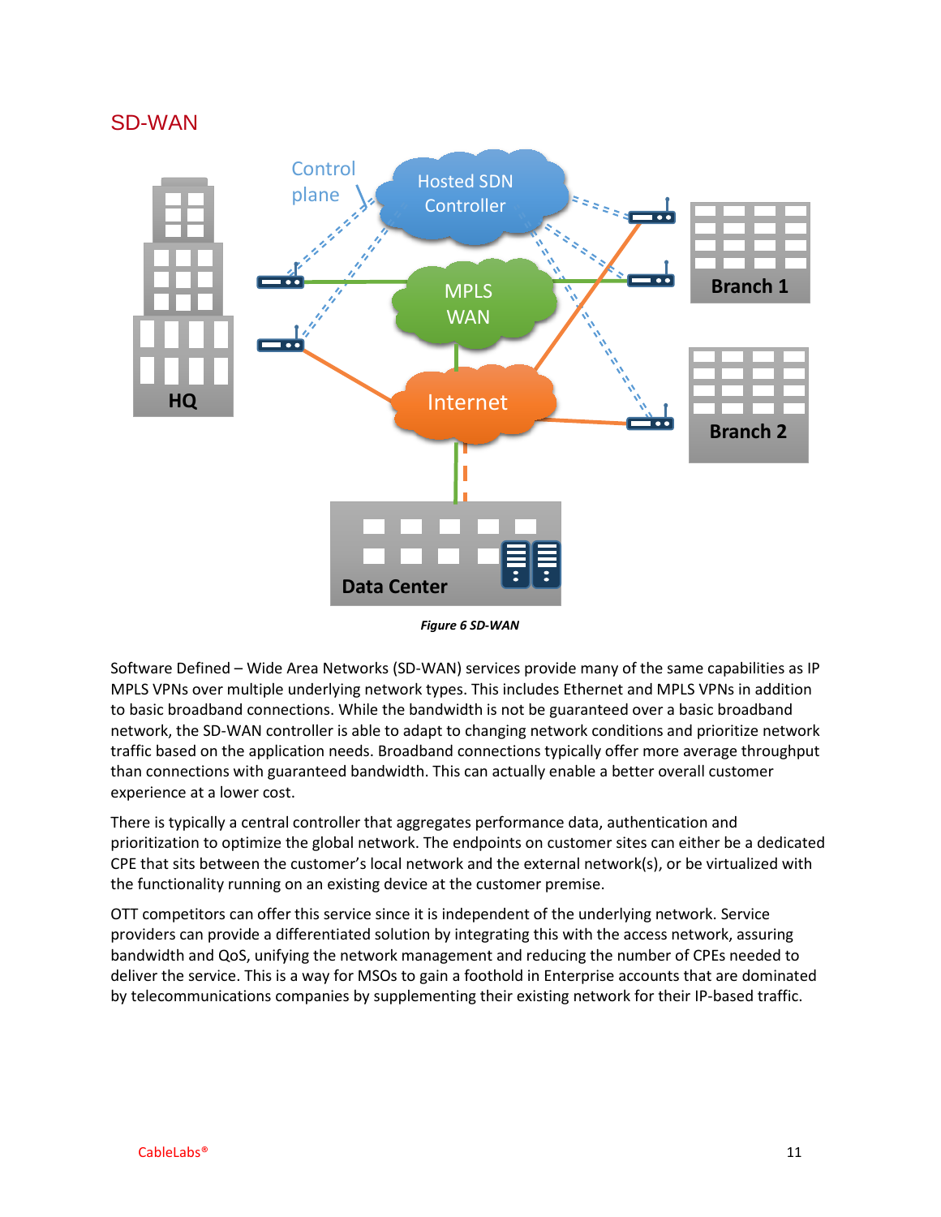## SD-WAN

*Figure 6 SD-WAN*

Software Defined – Wide Area Networks (SD-WAN) services provide many of the same capabilities as IP MPLS VPNs over multiple underlying network types. This includes Ethernet and MPLS VPNs in addition to basic broadband connections. While the bandwidth is not be guaranteed over a basic broadband network, the SD-WAN controller is able to adapt to changing network conditions and prioritize network traffic based on the application needs. Broadband connections typically offer more average throughput than connections with guaranteed bandwidth. This can actually enable a better overall customer experience at a lower cost.

There is typically a central controller that aggregates performance data, authentication and prioritization to optimize the global network. The endpoints on customer sites can either be a dedicated CPE that sits between the customer's local network and the external network(s), or be virtualized with the functionality running on an existing device at the customer premise.

OTT competitors can offer this service since it is independent of the underlying network. Service providers can provide a differentiated solution by integrating this with the access network, assuring bandwidth and QoS, unifying the network management and reducing the number of CPEs needed to deliver the service. This is a way for MSOs to gain a foothold in Enterprise accounts that are dominated by telecommunications companies by supplementing their existing network for their IP-based traffic.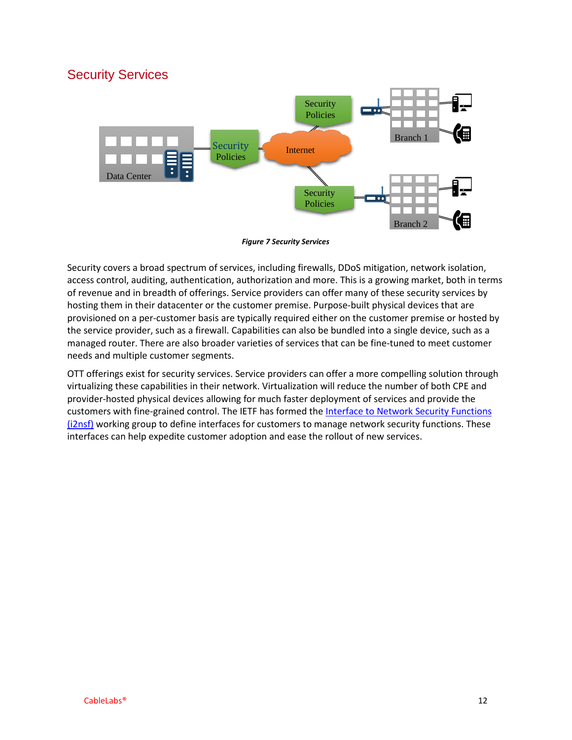## Security Services

*Figure 7 Security Services*

Security covers a broad spectrum of services, including firewalls, DDoS mitigation, network isolation, access control, auditing, authentication, authorization and more. This is a growing market, both in terms of revenue and in breadth of offerings. Service providers can offer many of these security services by hosting them in their datacenter or the customer premise. Purpose-built physical devices that are provisioned on a per-customer basis are typically required either on the customer premise or hosted by the service provider, such as a firewall. Capabilities can also be bundled into a single device, such as a managed router. There are also broader varieties of services that can be fine-tuned to meet customer needs and multiple customer segments.

OTT offerings exist for security services. Service providers can offer a more compelling solution through virtualizing these capabilities in their network. Virtualization will reduce the number of both CPE and provider-hosted physical devices allowing for much faster deployment of services and provide the customers with fine-grained control. The IETF has formed the Interface to Network Security Functions (i2nsf) working group to define interfaces for customers to manage network security functions. These interfaces can help expedite customer adoption and ease the rollout of new services.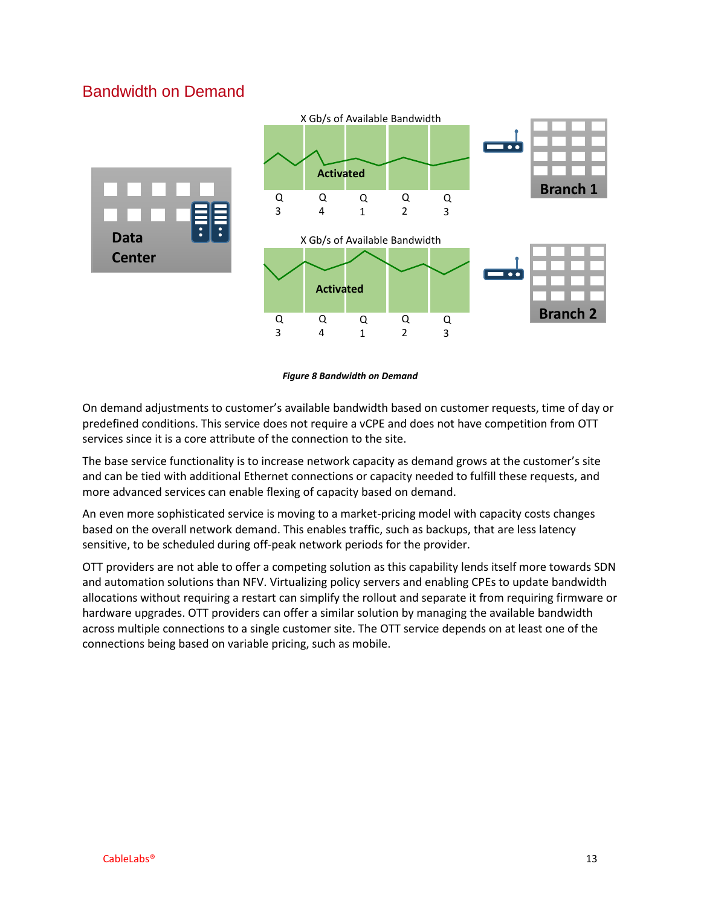## Bandwidth on Demand

*Figure 8 Bandwidth on Demand*

On demand adjustments to customer's available bandwidth based on customer requests, time of day or predefined conditions. This service does not require a vCPE and does not have competition from OTT services since it is a core attribute of the connection to the site.

The base service functionality is to increase network capacity as demand grows at the customer's site and can be tied with additional Ethernet connections or capacity needed to fulfill these requests, and more advanced services can enable flexing of capacity based on demand.

An even more sophisticated service is moving to a market-pricing model with capacity costs changes based on the overall network demand. This enables traffic, such as backups, that are less latency sensitive, to be scheduled during off-peak network periods for the provider.

OTT providers are not able to offer a competing solution as this capability lends itself more towards SDN and automation solutions than NFV. Virtualizing policy servers and enabling CPEs to update bandwidth allocations without requiring a restart can simplify the rollout and separate it from requiring firmware or hardware upgrades. OTT providers can offer a similar solution by managing the available bandwidth across multiple connections to a single customer site. The OTT service depends on at least one of the connections being based on variable pricing, such as mobile.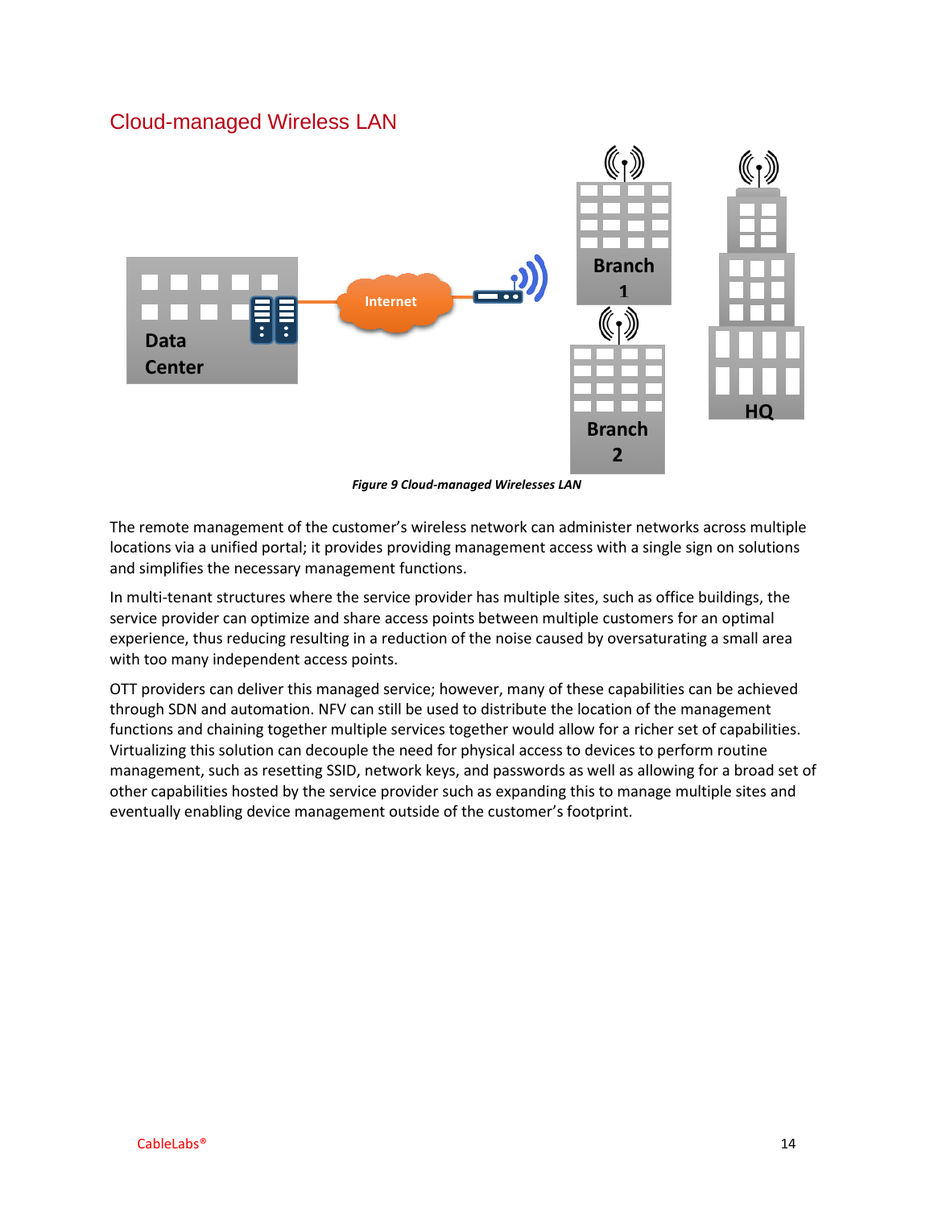## Cloud-managed Wireless LAN

*Figure 9 Cloud-managed Wirelesses LAN*

The remote management of the customer's wireless network can administer networks across multiple locations via a unified portal; it provides providing management access with a single sign on solutions and simplifies the necessary management functions.

In multi-tenant structures where the service provider has multiple sites, such as office buildings, the service provider can optimize and share access points between multiple customers for an optimal experience, thus reducing resulting in a reduction of the noise caused by oversaturating a small area with too many independent access points.

OTT providers can deliver this managed service; however, many of these capabilities can be achieved through SDN and automation. NFV can still be used to distribute the location of the management functions and chaining together multiple services together would allow for a richer set of capabilities. Virtualizing this solution can decouple the need for physical access to devices to perform routine management, such as resetting SSID, network keys, and passwords as well as allowing for a broad set of other capabilities hosted by the service provider such as expanding this to manage multiple sites and eventually enabling device management outside of the customer's footprint.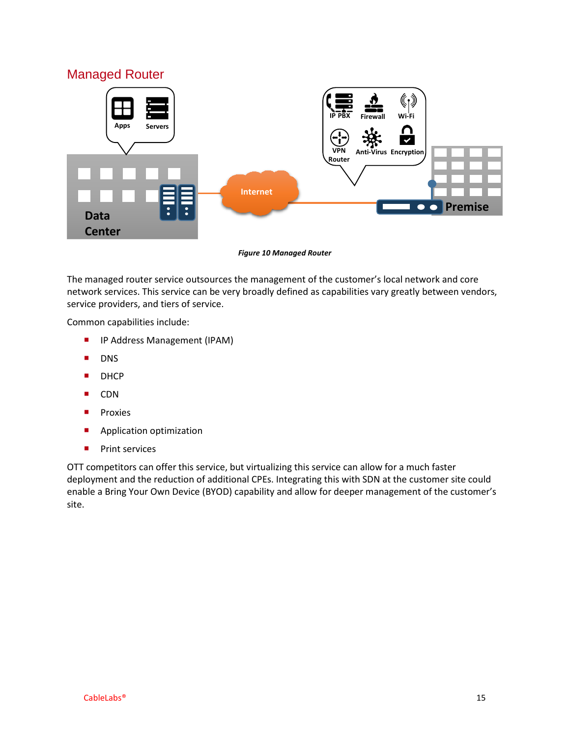## Managed Router

*Figure 10 Managed Router*

The managed router service outsources the management of the customer's local network and core network services. This service can be very broadly defined as capabilities vary greatly between vendors, service providers, and tiers of service.

Common capabilities include:

- IP Address Management (IPAM)
- DNS
- DHCP
- CDN
- Proxies
- Application optimization
- Print services

OTT competitors can offer this service, but virtualizing this service can allow for a much faster deployment and the reduction of additional CPEs. Integrating this with SDN at the customer site could enable a Bring Your Own Device (BYOD) capability and allow for deeper management of the customer's site.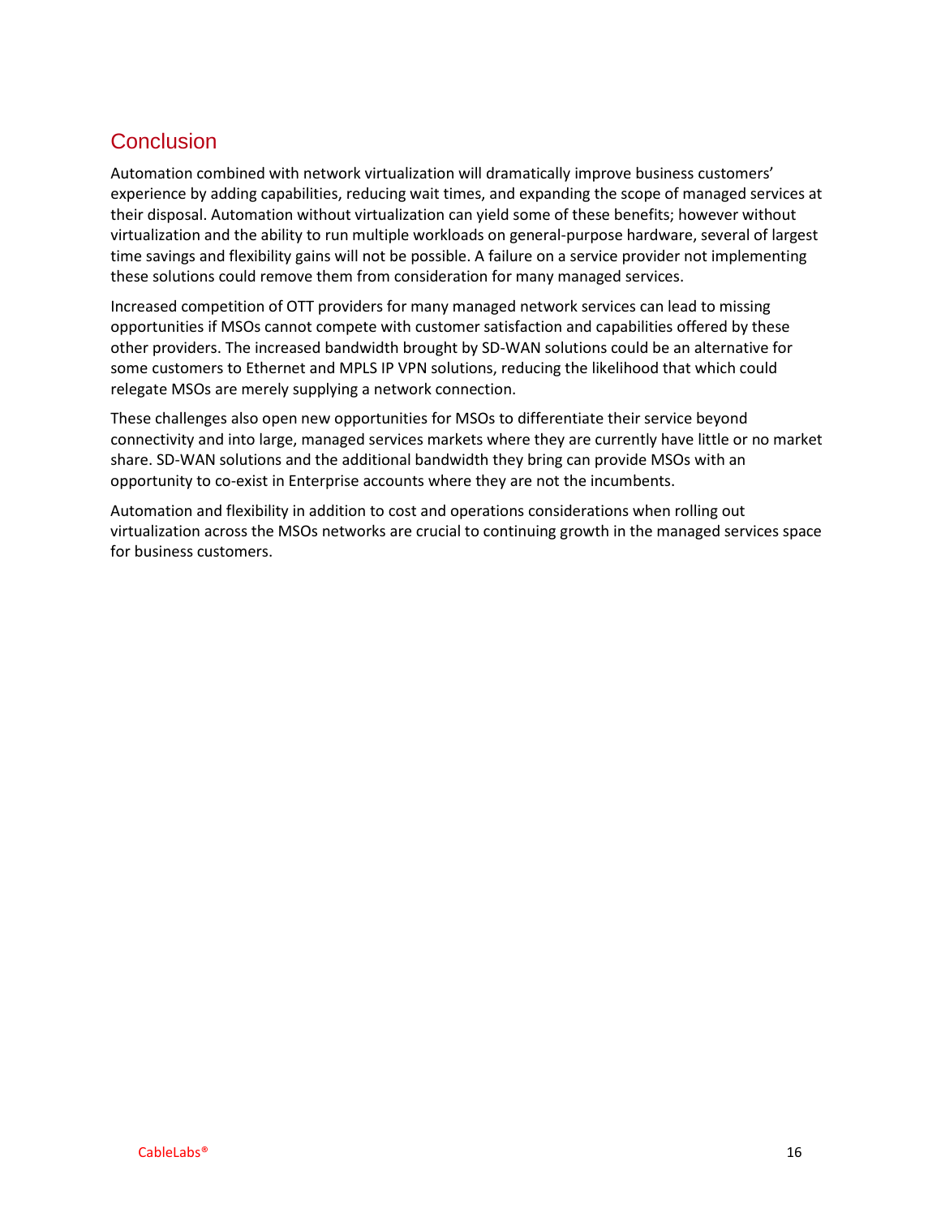## Conclusion

Automation combined with network virtualization will dramatically improve business customers' experience by adding capabilities, reducing wait times, and expanding the scope of managed services at their disposal. Automation without virtualization can yield some of these benefits; however without virtualization and the ability to run multiple workloads on general-purpose hardware, several of largest time savings and flexibility gains will not be possible. A failure on a service provider not implementing these solutions could remove them from consideration for many managed services.

Increased competition of OTT providers for many managed network services can lead to missing opportunities if MSOs cannot compete with customer satisfaction and capabilities offered by these other providers. The increased bandwidth brought by SD-WAN solutions could be an alternative for some customers to Ethernet and MPLS IP VPN solutions, reducing the likelihood that which could relegate MSOs are merely supplying a network connection.

These challenges also open new opportunities for MSOs to differentiate their service beyond connectivity and into large, managed services markets where they are currently have little or no market share. SD-WAN solutions and the additional bandwidth they bring can provide MSOs with an opportunity to co-exist in Enterprise accounts where they are not the incumbents.

Automation and flexibility in addition to cost and operations considerations when rolling out virtualization across the MSOs networks are crucial to continuing growth in the managed services space for business customers.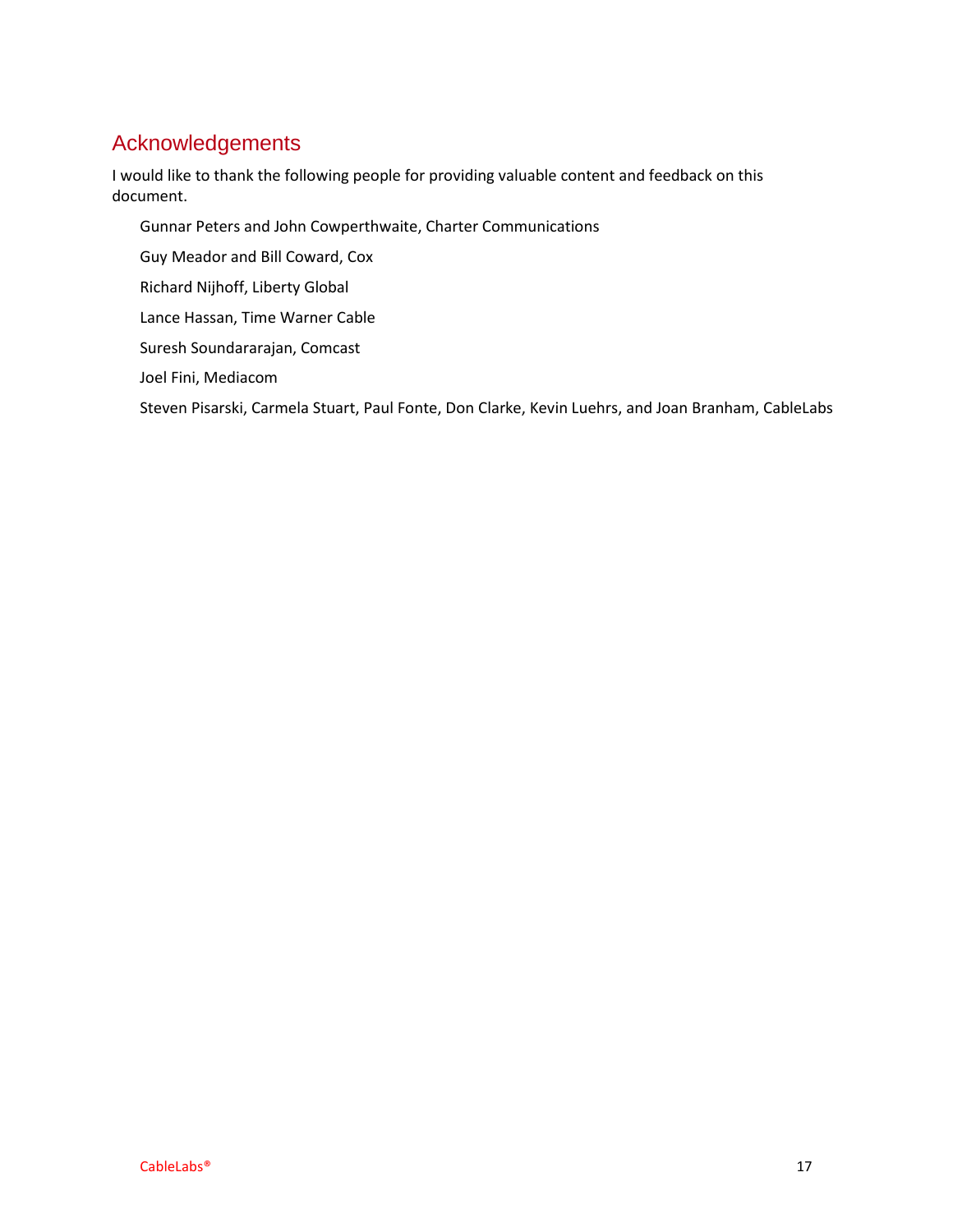## Acknowledgements

I would like to thank the following people for providing valuable content and feedback on this document.

Gunnar Peters and John Cowperthwaite, Charter Communications

Guy Meador and Bill Coward, Cox

Richard Nijhoff, Liberty Global

Lance Hassan, Time Warner Cable

Suresh Soundararajan, Comcast

Joel Fini, Mediacom

Steven Pisarski, Carmela Stuart, Paul Fonte, Don Clarke, Kevin Luehrs, and Joan Branham, CableLabs